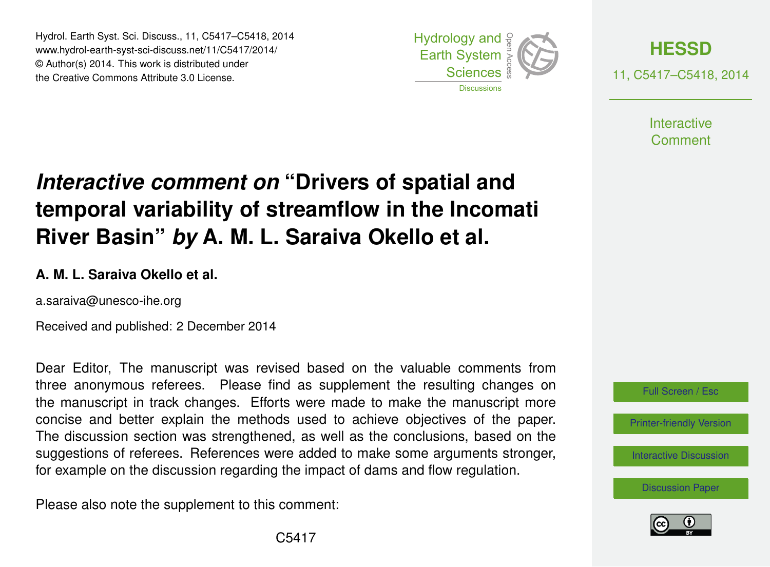# *Interactive comment on* "Drivers of spatial and temporal variability of streamflow in the Incomati River Basin" *by* A. M. L. Saraiva Okello et al.

**A. M. L. Saraiva Okello et al.**

a.saraiva@unesco-ihe.org

Received and published: 2 December 2014

Dear Editor, The manuscript was revised based on the valuable comments from three anonymous referees. Please find as supplement the resulting changes on the manuscript in track changes. Efforts were made to make the manuscript more concise and better explain the methods used to achieve objectives of the paper. The discussion section was strengthened, as well as the conclusions, based on the suggestions of referees. References were added to make some arguments stronger, for example on the discussion regarding the impact of dams and flow regulation.

Please also note the supplement to this comment: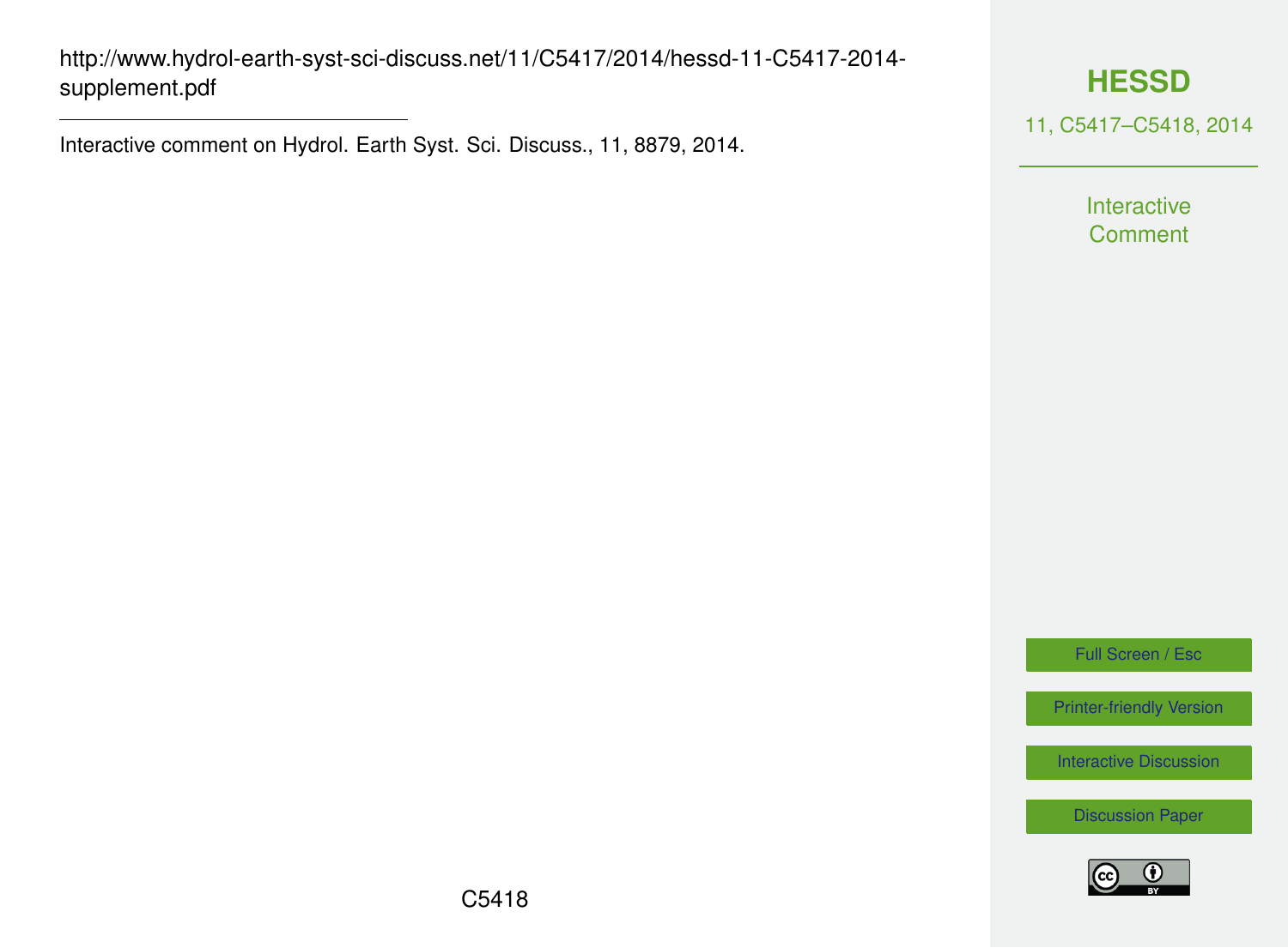http://www.hydrol-earth-syst-sci-discuss.net/11/C5417/2014/hessd-11-C5417-2014-supplement.pdf

---

Interactive comment on Hydrol. Earth Syst. Sci. Discuss., 11, 8879, 2014.